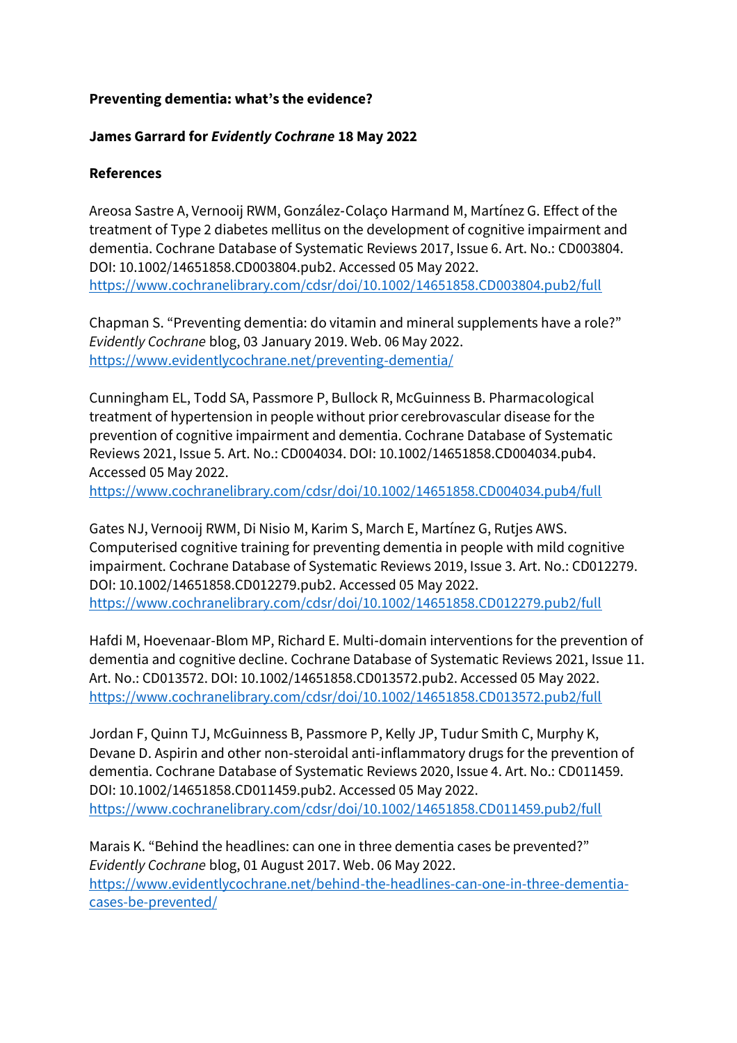**Preventing dementia: what's the evidence?**

**James Garrard for *Evidently Cochrane* 18 May 2022**

**References**

Areosa Sastre A, Vernooij RWM, González-Colaço Harmand M, Martínez G. Effect of the treatment of Type 2 diabetes mellitus on the development of cognitive impairment and dementia. Cochrane Database of Systematic Reviews 2017, Issue 6. Art. No.: CD003804. DOI: 10.1002/14651858.CD003804.pub2. Accessed 05 May 2022. [https://www.cochranelibrary.com/cdsr/doi/10.1002/14651858.CD003804.pub2/full](https://www.cochranelibrary.com/cdsr/doi/10.1002/14651858.CD003804.pub2/full)

Chapman S. "Preventing dementia: do vitamin and mineral supplements have a role?" *Evidently Cochrane* blog, 03 January 2019. Web. 06 May 2022. [https://www.evidentlycochrane.net/preventing-dementia/](https://www.evidentlycochrane.net/preventing-dementia/)

Cunningham EL, Todd SA, Passmore P, Bullock R, McGuinness B. Pharmacological treatment of hypertension in people without prior cerebrovascular disease for the prevention of cognitive impairment and dementia. Cochrane Database of Systematic Reviews 2021, Issue 5. Art. No.: CD004034. DOI: 10.1002/14651858.CD004034.pub4. Accessed 05 May 2022. [https://www.cochranelibrary.com/cdsr/doi/10.1002/14651858.CD004034.pub4/full](https://www.cochranelibrary.com/cdsr/doi/10.1002/14651858.CD004034.pub4/full)

Gates NJ, Vernooij RWM, Di Nisio M, Karim S, March E, Martínez G, Rutjes AWS. Computerised cognitive training for preventing dementia in people with mild cognitive impairment. Cochrane Database of Systematic Reviews 2019, Issue 3. Art. No.: CD012279. DOI: 10.1002/14651858.CD012279.pub2. Accessed 05 May 2022. [https://www.cochranelibrary.com/cdsr/doi/10.1002/14651858.CD012279.pub2/full](https://www.cochranelibrary.com/cdsr/doi/10.1002/14651858.CD012279.pub2/full)

Hafdi M, Hoevenaar-Blom MP, Richard E. Multi-domain interventions for the prevention of dementia and cognitive decline. Cochrane Database of Systematic Reviews 2021, Issue 11. Art. No.: CD013572. DOI: 10.1002/14651858.CD013572.pub2. Accessed 05 May 2022. [https://www.cochranelibrary.com/cdsr/doi/10.1002/14651858.CD013572.pub2/full](https://www.cochranelibrary.com/cdsr/doi/10.1002/14651858.CD013572.pub2/full)

Jordan F, Quinn TJ, McGuinness B, Passmore P, Kelly JP, Tudur Smith C, Murphy K, Devane D. Aspirin and other non-steroidal anti-inflammatory drugs for the prevention of dementia. Cochrane Database of Systematic Reviews 2020, Issue 4. Art. No.: CD011459. DOI: 10.1002/14651858.CD011459.pub2. Accessed 05 May 2022. [https://www.cochranelibrary.com/cdsr/doi/10.1002/14651858.CD011459.pub2/full](https://www.cochranelibrary.com/cdsr/doi/10.1002/14651858.CD011459.pub2/full)

Marais K. "Behind the headlines: can one in three dementia cases be prevented?" *Evidently Cochrane* blog, 01 August 2017. Web. 06 May 2022. [https://www.evidentlycochrane.net/behind-the-headlines-can-one-in-three-dementia-cases-be-prevented/](https://www.evidentlycochrane.net/behind-the-headlines-can-one-in-three-dementia-cases-be-prevented/)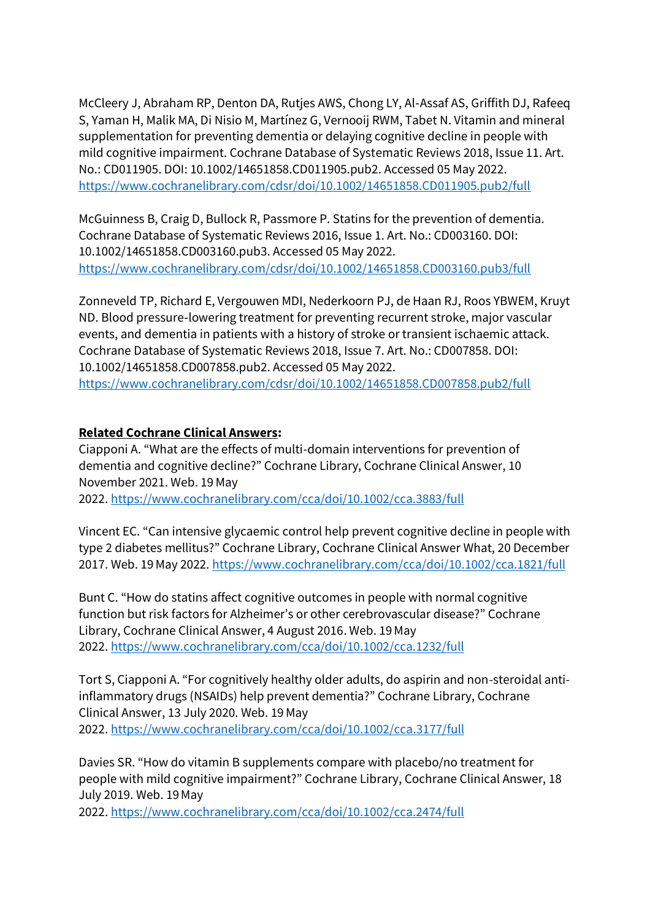McCleery J, Abraham RP, Denton DA, Rutjes AWS, Chong LY, Al-Assaf AS, Griffith DJ, Rafeeq S, Yaman H, Malik MA, Di Nisio M, Martínez G, Vernooij RWM, Tabet N. Vitamin and mineral supplementation for preventing dementia or delaying cognitive decline in people with mild cognitive impairment. Cochrane Database of Systematic Reviews 2018, Issue 11. Art. No.: CD011905. DOI: 10.1002/14651858.CD011905.pub2. Accessed 05 May 2022. https://www.cochranelibrary.com/cdsr/doi/10.1002/14651858.CD011905.pub2/full

McGuinness B, Craig D, Bullock R, Passmore P. Statins for the prevention of dementia. Cochrane Database of Systematic Reviews 2016, Issue 1. Art. No.: CD003160. DOI: 10.1002/14651858.CD003160.pub3. Accessed 05 May 2022. https://www.cochranelibrary.com/cdsr/doi/10.1002/14651858.CD003160.pub3/full

Zonneveld TP, Richard E, Vergouwen MDI, Nederkoorn PJ, de Haan RJ, Roos YBWEM, Kruyt ND. Blood pressure-lowering treatment for preventing recurrent stroke, major vascular events, and dementia in patients with a history of stroke or transient ischaemic attack. Cochrane Database of Systematic Reviews 2018, Issue 7. Art. No.: CD007858. DOI: 10.1002/14651858.CD007858.pub2. Accessed 05 May 2022. https://www.cochranelibrary.com/cdsr/doi/10.1002/14651858.CD007858.pub2/full

**Related Cochrane Clinical Answers:**

Ciapponi A. "What are the effects of multi-domain interventions for prevention of dementia and cognitive decline?" Cochrane Library, Cochrane Clinical Answer, 10 November 2021. Web. 19 May 2022. https://www.cochranelibrary.com/cca/doi/10.1002/cca.3883/full

Vincent EC. "Can intensive glycaemic control help prevent cognitive decline in people with type 2 diabetes mellitus?" Cochrane Library, Cochrane Clinical Answer What, 20 December 2017. Web. 19 May 2022. https://www.cochranelibrary.com/cca/doi/10.1002/cca.1821/full

Bunt C. "How do statins affect cognitive outcomes in people with normal cognitive function but risk factors for Alzheimer's or other cerebrovascular disease?" Cochrane Library, Cochrane Clinical Answer, 4 August 2016. Web. 19 May 2022. https://www.cochranelibrary.com/cca/doi/10.1002/cca.1232/full

Tort S, Ciapponi A. "For cognitively healthy older adults, do aspirin and non-steroidal anti-inflammatory drugs (NSAIDs) help prevent dementia?" Cochrane Library, Cochrane Clinical Answer, 13 July 2020. Web. 19 May 2022. https://www.cochranelibrary.com/cca/doi/10.1002/cca.3177/full

Davies SR. "How do vitamin B supplements compare with placebo/no treatment for people with mild cognitive impairment?" Cochrane Library, Cochrane Clinical Answer, 18 July 2019. Web. 19 May 2022. https://www.cochranelibrary.com/cca/doi/10.1002/cca.2474/full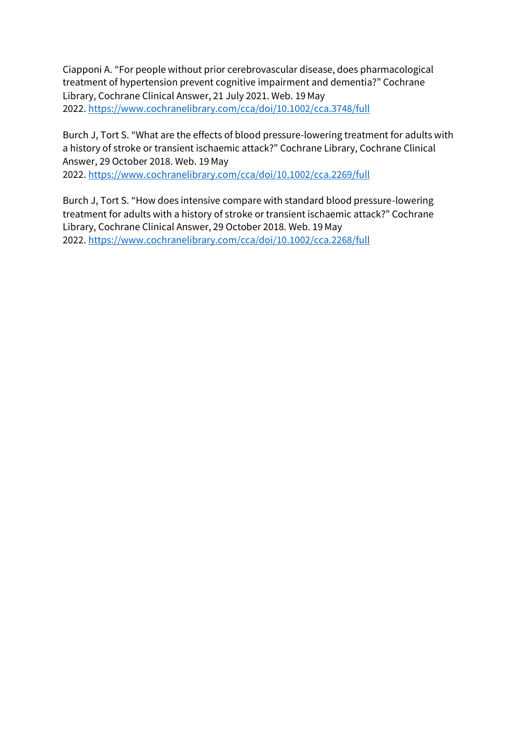Ciapponi A. “For people without prior cerebrovascular disease, does pharmacological treatment of hypertension prevent cognitive impairment and dementia?” Cochrane Library, Cochrane Clinical Answer, 21 July 2021. Web. 19 May 2022. https://www.cochranelibrary.com/cca/doi/10.1002/cca.3748/full

Burch J, Tort S. “What are the effects of blood pressure-lowering treatment for adults with a history of stroke or transient ischaemic attack?” Cochrane Library, Cochrane Clinical Answer, 29 October 2018. Web. 19 May 2022. https://www.cochranelibrary.com/cca/doi/10.1002/cca.2269/full

Burch J, Tort S. “How does intensive compare with standard blood pressure-lowering treatment for adults with a history of stroke or transient ischaemic attack?” Cochrane Library, Cochrane Clinical Answer, 29 October 2018. Web. 19 May 2022. https://www.cochranelibrary.com/cca/doi/10.1002/cca.2268/full